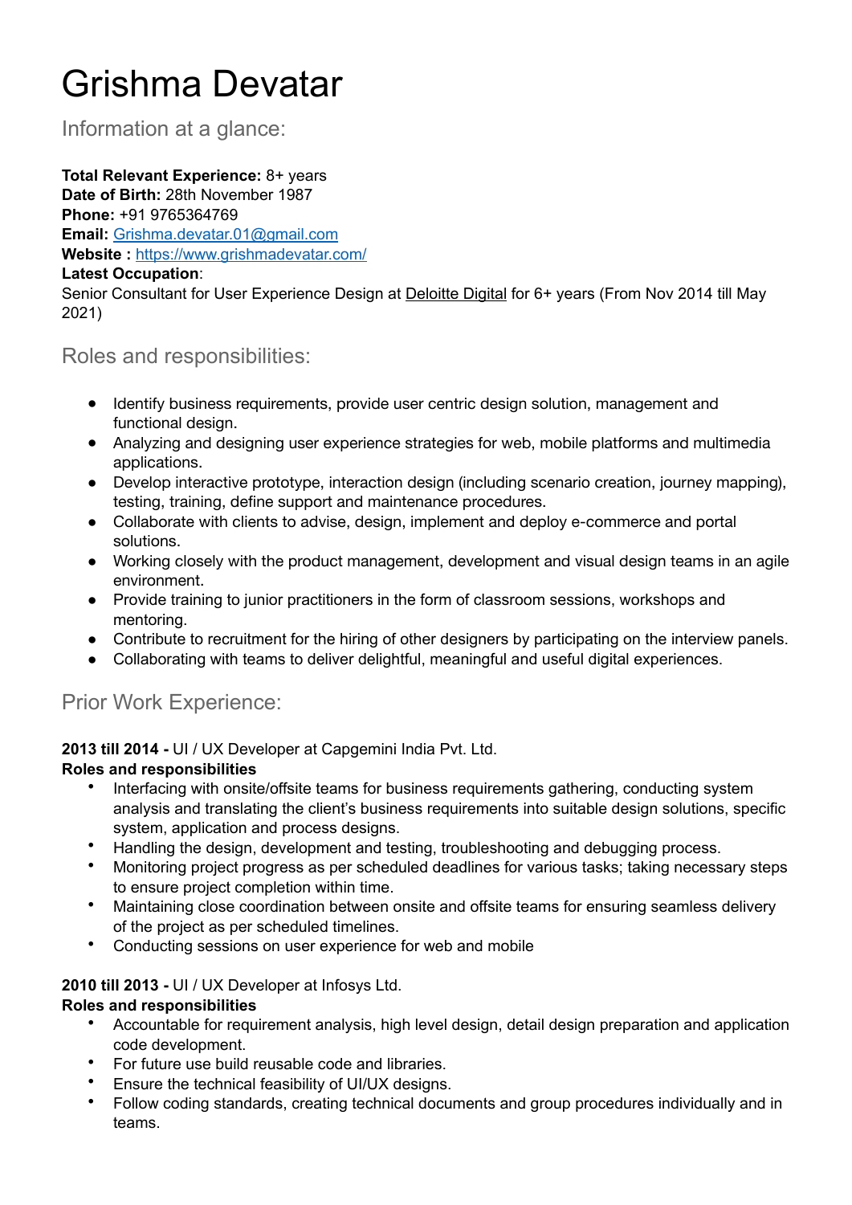# Grishma Devatar

## Information at a glance:

**Total Relevant Experience:** 8+ years
**Date of Birth:** 28th November 1987
**Phone:** +91 9765364769
**Email:** Grishma.devatar.01@gmail.com
**Website :** https://www.grishmadevatar.com/
**Latest Occupation**:
Senior Consultant for User Experience Design at Deloitte Digital for 6+ years (From Nov 2014 till May 2021)

## Roles and responsibilities:

- Identify business requirements, provide user centric design solution, management and functional design.
- Analyzing and designing user experience strategies for web, mobile platforms and multimedia applications.
- Develop interactive prototype, interaction design (including scenario creation, journey mapping), testing, training, define support and maintenance procedures.
- Collaborate with clients to advise, design, implement and deploy e-commerce and portal solutions.
- Working closely with the product management, development and visual design teams in an agile environment.
- Provide training to junior practitioners in the form of classroom sessions, workshops and mentoring.
- Contribute to recruitment for the hiring of other designers by participating on the interview panels.
- Collaborating with teams to deliver delightful, meaningful and useful digital experiences.

## Prior Work Experience:

**2013 till 2014 -** UI / UX Developer at Capgemini India Pvt. Ltd.
**Roles and responsibilities**

- Interfacing with onsite/offsite teams for business requirements gathering, conducting system analysis and translating the client's business requirements into suitable design solutions, specific system, application and process designs.
- Handling the design, development and testing, troubleshooting and debugging process.
- Monitoring project progress as per scheduled deadlines for various tasks; taking necessary steps to ensure project completion within time.
- Maintaining close coordination between onsite and offsite teams for ensuring seamless delivery of the project as per scheduled timelines.
- Conducting sessions on user experience for web and mobile

**2010 till 2013 -** UI / UX Developer at Infosys Ltd.
**Roles and responsibilities**

- Accountable for requirement analysis, high level design, detail design preparation and application code development.
- For future use build reusable code and libraries.
- Ensure the technical feasibility of UI/UX designs.
- Follow coding standards, creating technical documents and group procedures individually and in teams.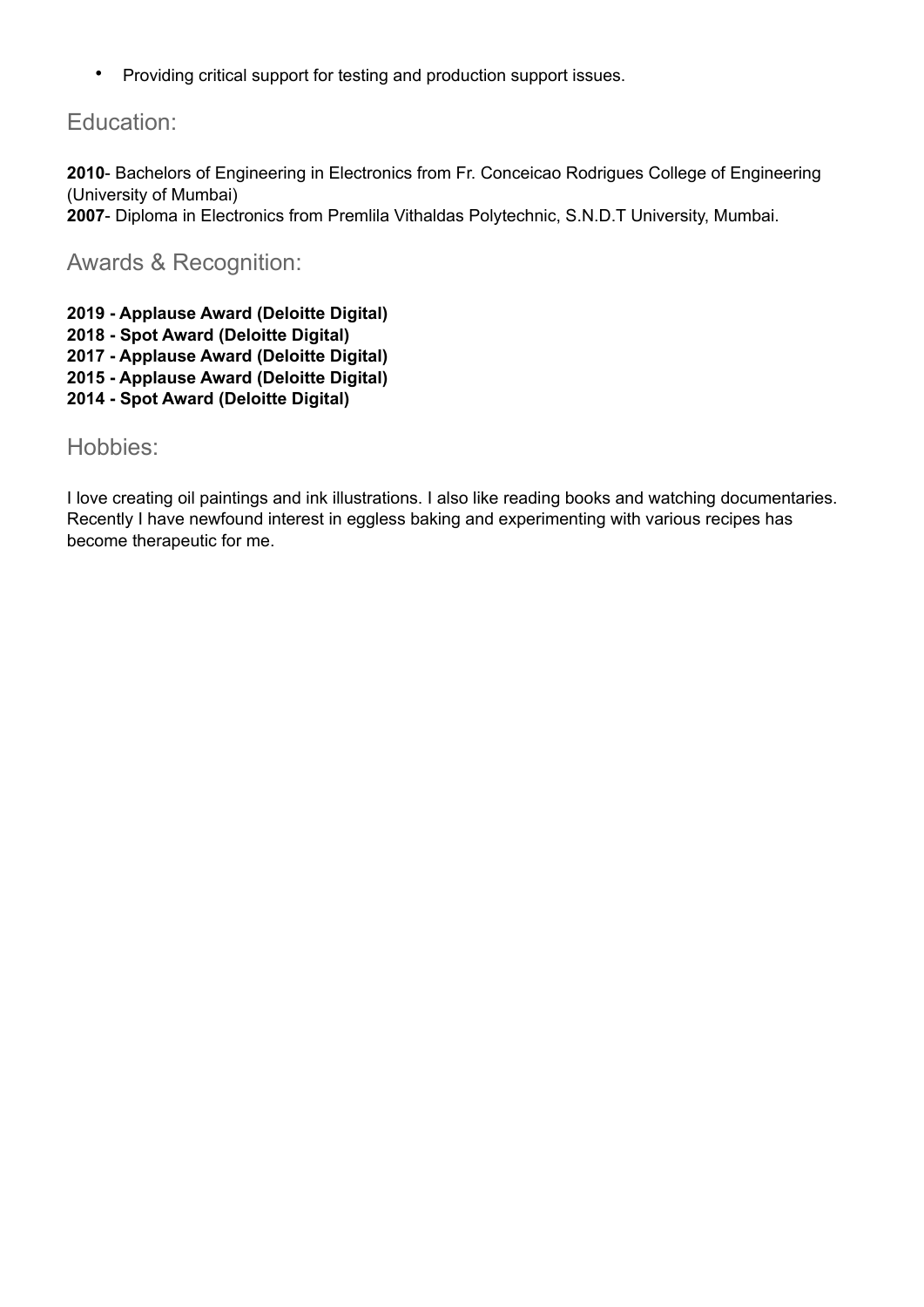- Providing critical support for testing and production support issues.

## Education:

**2010**- Bachelors of Engineering in Electronics from Fr. Conceicao Rodrigues College of Engineering (University of Mumbai)
**2007**- Diploma in Electronics from Premlila Vithaldas Polytechnic, S.N.D.T University, Mumbai.

## Awards & Recognition:

**2019 - Applause Award (Deloitte Digital)**
**2018 - Spot Award (Deloitte Digital)**
**2017 - Applause Award (Deloitte Digital)**
**2015 - Applause Award (Deloitte Digital)**
**2014 - Spot Award (Deloitte Digital)**

## Hobbies:

I love creating oil paintings and ink illustrations. I also like reading books and watching documentaries. Recently I have newfound interest in eggless baking and experimenting with various recipes has become therapeutic for me.